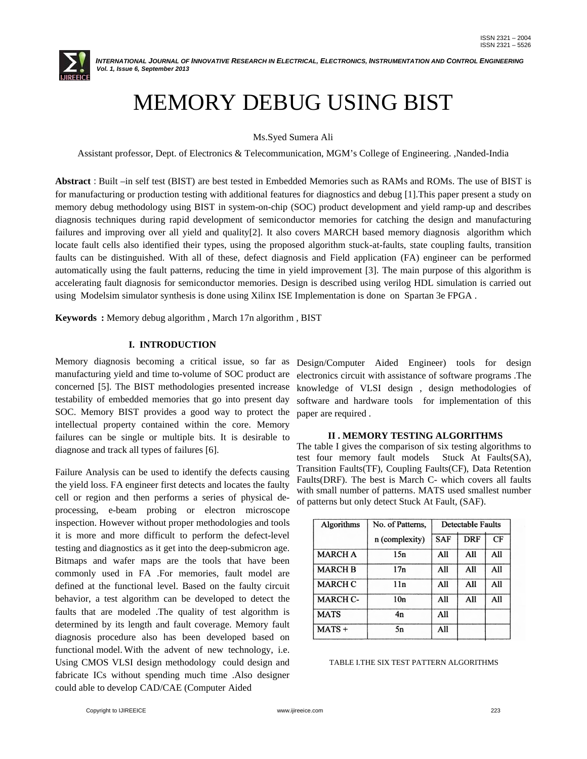# MEMORY DEBUG USING BIST

Ms.Syed Sumera Ali

Assistant professor, Dept. of Electronics & Telecommunication, MGM's College of Engineering. ,Nanded-India

**Abstract** : Built –in self test (BIST) are best tested in Embedded Memories such as RAMs and ROMs. The use of BIST is for manufacturing or production testing with additional features for diagnostics and debug [1].This paper present a study on memory debug methodology using BIST in system-on-chip (SOC) product development and yield ramp-up and describes diagnosis techniques during rapid development of semiconductor memories for catching the design and manufacturing failures and improving over all yield and quality[2]. It also covers MARCH based memory diagnosis algorithm which locate fault cells also identified their types, using the proposed algorithm stuck-at-faults, state coupling faults, transition faults can be distinguished. With all of these, defect diagnosis and Field application (FA) engineer can be performed automatically using the fault patterns, reducing the time in yield improvement [3]. The main purpose of this algorithm is accelerating fault diagnosis for semiconductor memories. Design is described using verilog HDL simulation is carried out using Modelsim simulator synthesis is done using Xilinx ISE Implementation is done on Spartan 3e FPGA .

**Keywords :** Memory debug algorithm , March 17n algorithm , BIST

## I. INTRODUCTION

Memory diagnosis becoming a critical issue, so far as manufacturing yield and time to-volume of SOC product are concerned [5]. The BIST methodologies presented increase testability of embedded memories that go into present day SOC. Memory BIST provides a good way to protect the intellectual property contained within the core. Memory failures can be single or multiple bits. It is desirable to diagnose and track all types of failures [6].

Failure Analysis can be used to identify the defects causing the yield loss. FA engineer first detects and locates the faulty cell or region and then performs a series of physical de-processing, e-beam probing or electron microscope inspection. However without proper methodologies and tools it is more and more difficult to perform the defect-level testing and diagnostics as it get into the deep-submicron age. Bitmaps and wafer maps are the tools that have been commonly used in FA .For memories, fault model are defined at the functional level. Based on the faulty circuit behavior, a test algorithm can be developed to detect the faults that are modeled .The quality of test algorithm is determined by its length and fault coverage. Memory fault diagnosis procedure also has been developed based on functional model. With the advent of new technology, i.e. Using CMOS VLSI design methodology could design and fabricate ICs without spending much time .Also designer could able to develop CAD/CAE (Computer Aided Design/Computer Aided Engineer) tools for design electronics circuit with assistance of software programs .The knowledge of VLSI design , design methodologies of software and hardware tools for implementation of this paper are required .

## II . MEMORY TESTING ALGORITHMS

The table I gives the comparison of six testing algorithms to test four memory fault models Stuck At Faults(SA), Transition Faults(TF), Coupling Faults(CF), Data Retention Faults(DRF). The best is March C- which covers all faults with small number of patterns. MATS used smallest number of patterns but only detect Stuck At Fault, (SAF).

| Algorithms | No. of Patterns, n (complexity) | Detectable Faults | | |
|---|---|---|---|---|
| | | SAF | DRF | CF |
| MARCH A | 15n | All | All | All |
| MARCH B | 17n | All | All | All |
| MARCH C | 11n | All | All | All |
| MARCH C- | 10n | All | All | All |
| MATS | 4n | All | | |
| MATS + | 5n | All | | |

TABLE I.THE SIX TEST PATTERN ALGORITHMS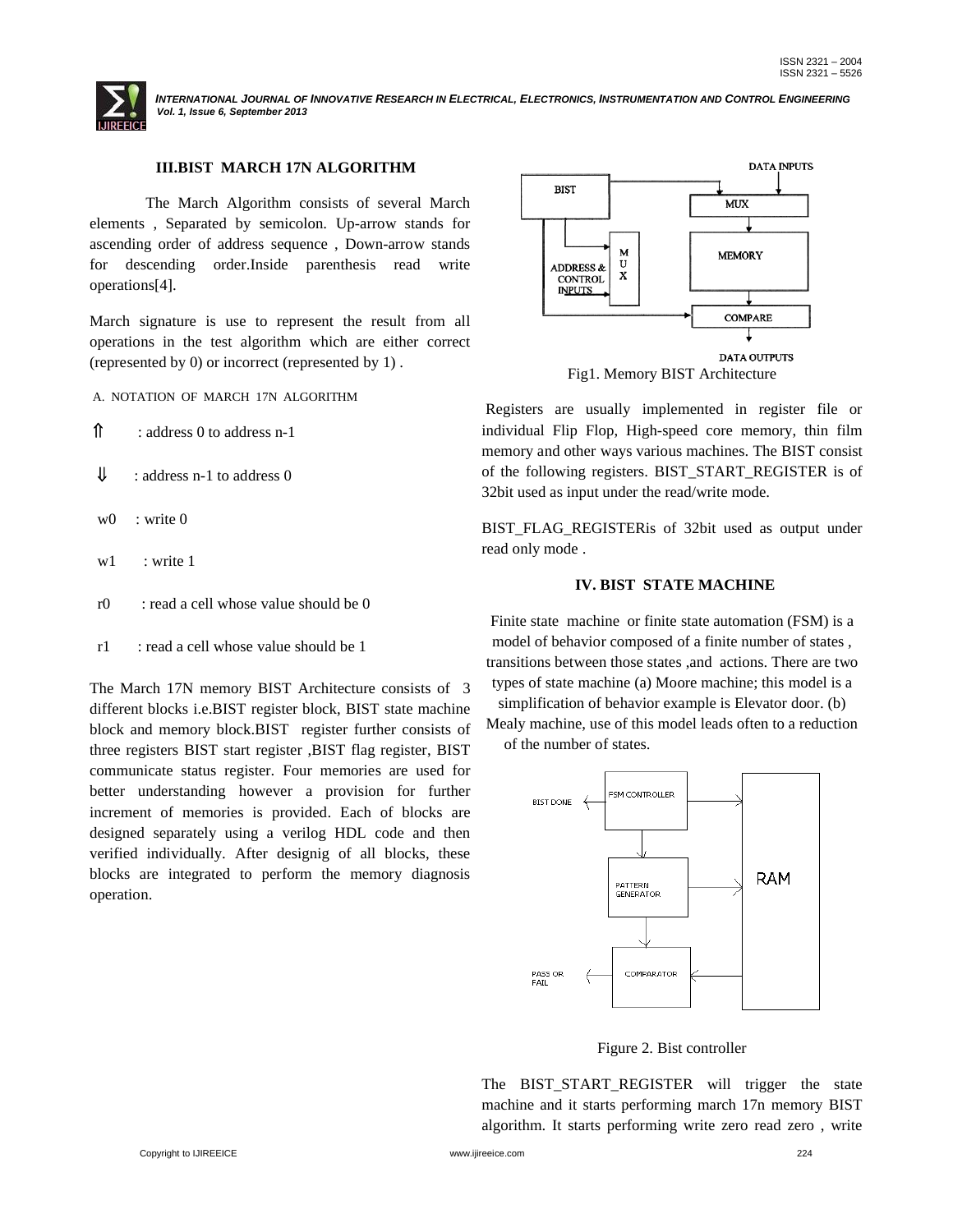## III.BIST MARCH 17N ALGORITHM

The March Algorithm consists of several March elements , Separated by semicolon. Up-arrow stands for ascending order of address sequence , Down-arrow stands for descending order.Inside parenthesis read write operations[4].

March signature is use to represent the result from all operations in the test algorithm which are either correct (represented by 0) or incorrect (represented by 1) .

### A. NOTATION OF MARCH 17N ALGORITHM

⇑ : address 0 to address n-1

⇓ : address n-1 to address 0

w0 : write 0

w1 : write 1

r0 : read a cell whose value should be 0

r1 : read a cell whose value should be 1

The March 17N memory BIST Architecture consists of 3 different blocks i.e.BIST register block, BIST state machine block and memory block.BIST register further consists of three registers BIST start register ,BIST flag register, BIST communicate status register. Four memories are used for better understanding however a provision for further increment of memories is provided. Each of blocks are designed separately using a verilog HDL code and then verified individually. After designig of all blocks, these blocks are integrated to perform the memory diagnosis operation.

Fig1. Memory BIST Architecture

Registers are usually implemented in register file or individual Flip Flop, High-speed core memory, thin film memory and other ways various machines. The BIST consist of the following registers. BIST_START_REGISTER is of 32bit used as input under the read/write mode.

BIST_FLAG_REGISTERis of 32bit used as output under read only mode .

## IV. BIST STATE MACHINE

Finite state machine or finite state automation (FSM) is a model of behavior composed of a finite number of states , transitions between those states ,and actions. There are two types of state machine (a) Moore machine; this model is a simplification of behavior example is Elevator door. (b) Mealy machine, use of this model leads often to a reduction of the number of states.

Figure 2. Bist controller

The BIST_START_REGISTER will trigger the state machine and it starts performing march 17n memory BIST algorithm. It starts performing write zero read zero , write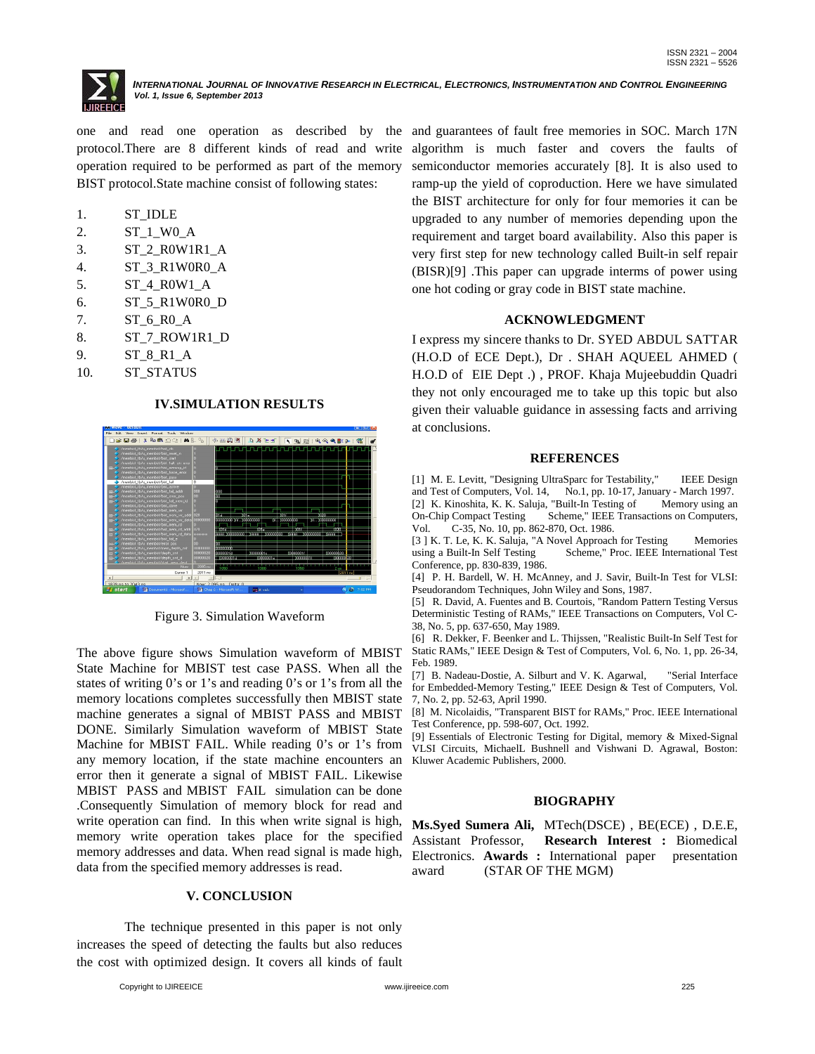one and read one operation as described by the protocol.There are 8 different kinds of read and write operation required to be performed as part of the memory BIST protocol.State machine consist of following states:

1. ST_IDLE
2. ST_1_W0_A
3. ST_2_R0W1R1_A
4. ST_3_R1W0R0_A
5. ST_4_R0W1_A
6. ST_5_R1W0R0_D
7. ST_6_R0_A
8. ST_7_ROW1R1_D
9. ST_8_R1_A
10. ST_STATUS

## IV.SIMULATION RESULTS

Figure 3. Simulation Waveform

The above figure shows Simulation waveform of MBIST State Machine for MBIST test case PASS. When all the states of writing 0's or 1's and reading 0's or 1's from all the memory locations completes successfully then MBIST state machine generates a signal of MBIST PASS and MBIST DONE. Similarly Simulation waveform of MBIST State Machine for MBIST FAIL. While reading 0's or 1's from any memory location, if the state machine encounters an error then it generate a signal of MBIST FAIL. Likewise MBIST PASS and MBIST FAIL simulation can be done .Consequently Simulation of memory block for read and write operation can find. In this when write signal is high, memory write operation takes place for the specified memory addresses and data. When read signal is made high, data from the specified memory addresses is read.

## V. CONCLUSION

The technique presented in this paper is not only increases the speed of detecting the faults but also reduces the cost with optimized design. It covers all kinds of fault and guarantees of fault free memories in SOC. March 17N algorithm is much faster and covers the faults of semiconductor memories accurately [8]. It is also used to ramp-up the yield of coproduction. Here we have simulated the BIST architecture for only for four memories it can be upgraded to any number of memories depending upon the requirement and target board availability. Also this paper is very first step for new technology called Built-in self repair (BISR)[9] .This paper can upgrade interms of power using one hot coding or gray code in BIST state machine.

## ACKNOWLEDGMENT

I express my sincere thanks to Dr. SYED ABDUL SATTAR (H.O.D of ECE Dept.), Dr . SHAH AQUEEL AHMED ( H.O.D of EIE Dept .) , PROF. Khaja Mujeebuddin Quadri they not only encouraged me to take up this topic but also given their valuable guidance in assessing facts and arriving at conclusions.

## REFERENCES

[1] M. E. Levitt, "Designing UltraSparc for Testability," IEEE Design and Test of Computers, Vol. 14, No.1, pp. 10-17, January - March 1997.

[2] K. Kinoshita, K. K. Saluja, "Built-In Testing of Memory using an On-Chip Compact Testing Scheme," IEEE Transactions on Computers, Vol. C-35, No. 10, pp. 862-870, Oct. 1986.

[3 ] K. T. Le, K. K. Saluja, "A Novel Approach for Testing Memories using a Built-In Self Testing Scheme," Proc. IEEE International Test Conference, pp. 830-839, 1986.

[4] P. H. Bardell, W. H. McAnney, and J. Savir, Built-In Test for VLSI: Pseudorandom Techniques, John Wiley and Sons, 1987.

[5] R. David, A. Fuentes and B. Courtois, "Random Pattern Testing Versus Deterministic Testing of RAMs," IEEE Transactions on Computers, Vol C-38, No. 5, pp. 637-650, May 1989.

[6] R. Dekker, F. Beenker and L. Thijssen, "Realistic Built-In Self Test for Static RAMs," IEEE Design & Test of Computers, Vol. 6, No. 1, pp. 26-34, Feb. 1989.

[7] B. Nadeau-Dostie, A. Silburt and V. K. Agarwal, "Serial Interface for Embedded-Memory Testing," IEEE Design & Test of Computers, Vol. 7, No. 2, pp. 52-63, April 1990.

[8] M. Nicolaidis, "Transparent BIST for RAMs," Proc. IEEE International Test Conference, pp. 598-607, Oct. 1992.

[9] Essentials of Electronic Testing for Digital, memory & Mixed-Signal VLSI Circuits, MichaelL Bushnell and Vishwani D. Agrawal, Boston: Kluwer Academic Publishers, 2000.

## BIOGRAPHY

**Ms.Syed Sumera Ali,** MTech(DSCE) , BE(ECE) , D.E.E, Assistant Professor, **Research Interest :** Biomedical Electronics. **Awards :** International paper presentation award (STAR OF THE MGM)